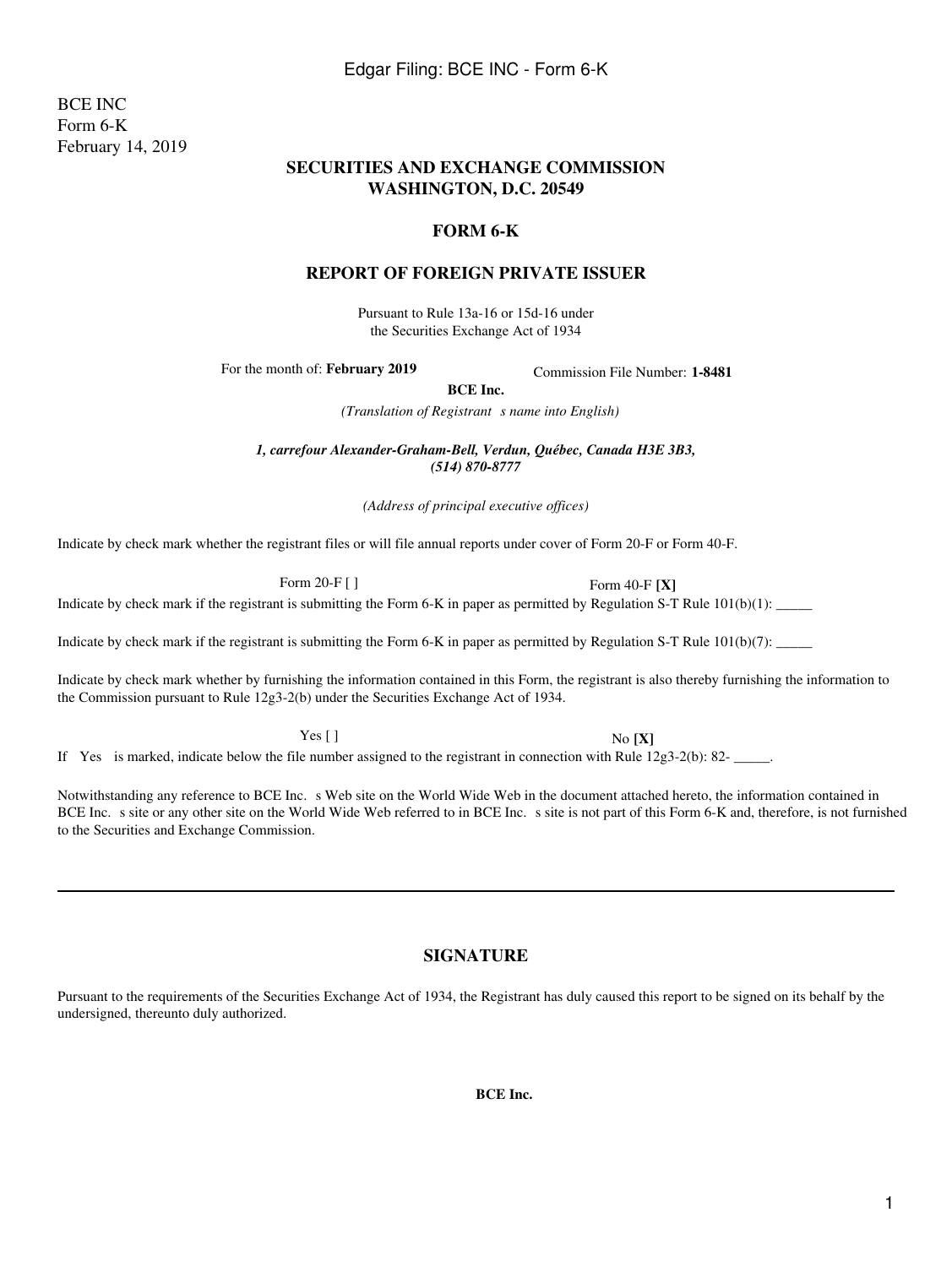BCE INC
Form 6-K
February 14, 2019

## SECURITIES AND EXCHANGE COMMISSION
## WASHINGTON, D.C. 20549

## FORM 6-K

## REPORT OF FOREIGN PRIVATE ISSUER

Pursuant to Rule 13a-16 or 15d-16 under
the Securities Exchange Act of 1934

For the month of: **February 2019** Commission File Number: **1-8481**

**BCE Inc.**

*(Translation of Registrant s name into English)*

***1, carrefour Alexander-Graham-Bell, Verdun, Québec, Canada H3E 3B3, (514) 870-8777***

*(Address of principal executive offices)*

Indicate by check mark whether the registrant files or will file annual reports under cover of Form 20-F or Form 40-F.

Form 20-F [ ] Form 40-F **[X]**

Indicate by check mark if the registrant is submitting the Form 6-K in paper as permitted by Regulation S-T Rule 101(b)(1): _____

Indicate by check mark if the registrant is submitting the Form 6-K in paper as permitted by Regulation S-T Rule 101(b)(7): _____

Indicate by check mark whether by furnishing the information contained in this Form, the registrant is also thereby furnishing the information to the Commission pursuant to Rule 12g3-2(b) under the Securities Exchange Act of 1934.

Yes [ ] No **[X]**

If Yes is marked, indicate below the file number assigned to the registrant in connection with Rule 12g3-2(b): 82- _____.

Notwithstanding any reference to BCE Inc. s Web site on the World Wide Web in the document attached hereto, the information contained in BCE Inc. s site or any other site on the World Wide Web referred to in BCE Inc. s site is not part of this Form 6-K and, therefore, is not furnished to the Securities and Exchange Commission.

---

## SIGNATURE

Pursuant to the requirements of the Securities Exchange Act of 1934, the Registrant has duly caused this report to be signed on its behalf by the undersigned, thereunto duly authorized.

**BCE Inc.**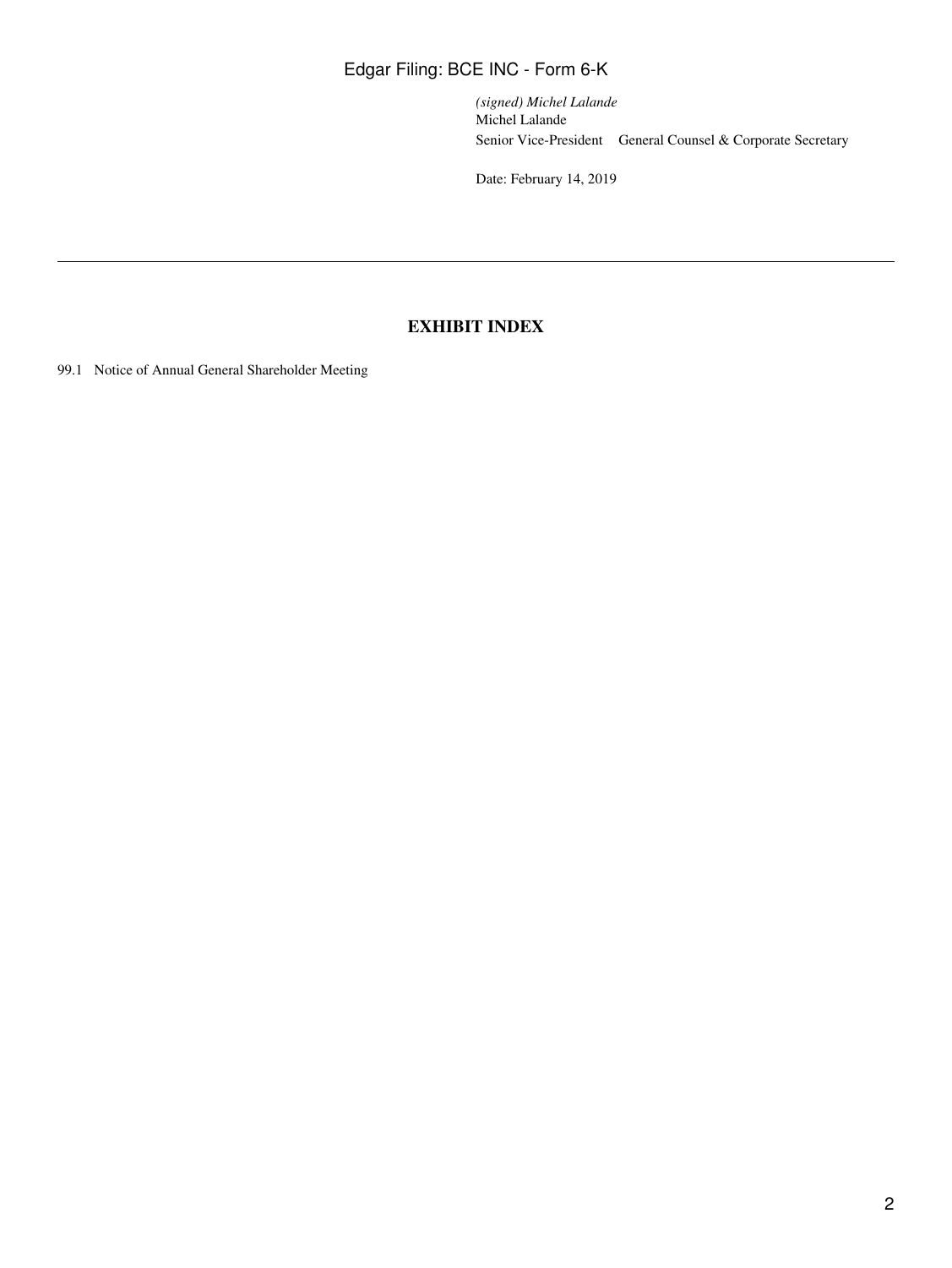*(signed) Michel Lalande*
Michel Lalande
Senior Vice-President General Counsel & Corporate Secretary

Date: February 14, 2019

---

## EXHIBIT INDEX

99.1 Notice of Annual General Shareholder Meeting